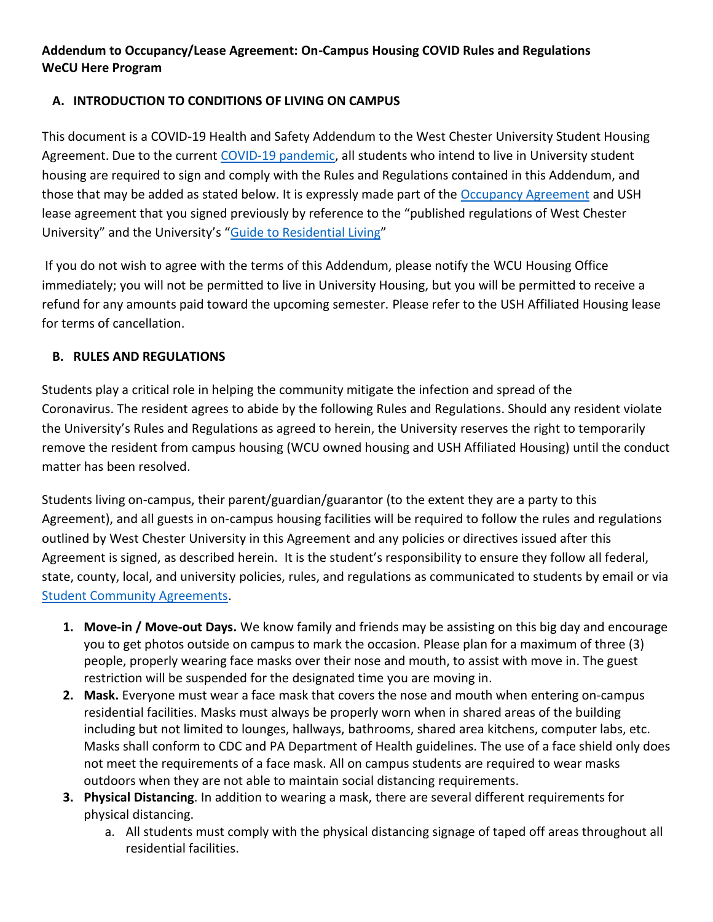**Addendum to Occupancy/Lease Agreement: On-Campus Housing COVID Rules and Regulations**
**WeCU Here Program**

## A. INTRODUCTION TO CONDITIONS OF LIVING ON CAMPUS

This document is a COVID-19 Health and Safety Addendum to the West Chester University Student Housing Agreement. Due to the current COVID-19 pandemic, all students who intend to live in University student housing are required to sign and comply with the Rules and Regulations contained in this Addendum, and those that may be added as stated below. It is expressly made part of the Occupancy Agreement and USH lease agreement that you signed previously by reference to the "published regulations of West Chester University" and the University's "Guide to Residential Living"

If you do not wish to agree with the terms of this Addendum, please notify the WCU Housing Office immediately; you will not be permitted to live in University Housing, but you will be permitted to receive a refund for any amounts paid toward the upcoming semester. Please refer to the USH Affiliated Housing lease for terms of cancellation.

## B. RULES AND REGULATIONS

Students play a critical role in helping the community mitigate the infection and spread of the Coronavirus. The resident agrees to abide by the following Rules and Regulations. Should any resident violate the University's Rules and Regulations as agreed to herein, the University reserves the right to temporarily remove the resident from campus housing (WCU owned housing and USH Affiliated Housing) until the conduct matter has been resolved.

Students living on-campus, their parent/guardian/guarantor (to the extent they are a party to this Agreement), and all guests in on-campus housing facilities will be required to follow the rules and regulations outlined by West Chester University in this Agreement and any policies or directives issued after this Agreement is signed, as described herein. It is the student's responsibility to ensure they follow all federal, state, county, local, and university policies, rules, and regulations as communicated to students by email or via Student Community Agreements.

1. **Move-in / Move-out Days.** We know family and friends may be assisting on this big day and encourage you to get photos outside on campus to mark the occasion. Please plan for a maximum of three (3) people, properly wearing face masks over their nose and mouth, to assist with move in. The guest restriction will be suspended for the designated time you are moving in.
2. **Mask.** Everyone must wear a face mask that covers the nose and mouth when entering on-campus residential facilities. Masks must always be properly worn when in shared areas of the building including but not limited to lounges, hallways, bathrooms, shared area kitchens, computer labs, etc. Masks shall conform to CDC and PA Department of Health guidelines. The use of a face shield only does not meet the requirements of a face mask. All on campus students are required to wear masks outdoors when they are not able to maintain social distancing requirements.
3. **Physical Distancing**. In addition to wearing a mask, there are several different requirements for physical distancing.
   a. All students must comply with the physical distancing signage of taped off areas throughout all residential facilities.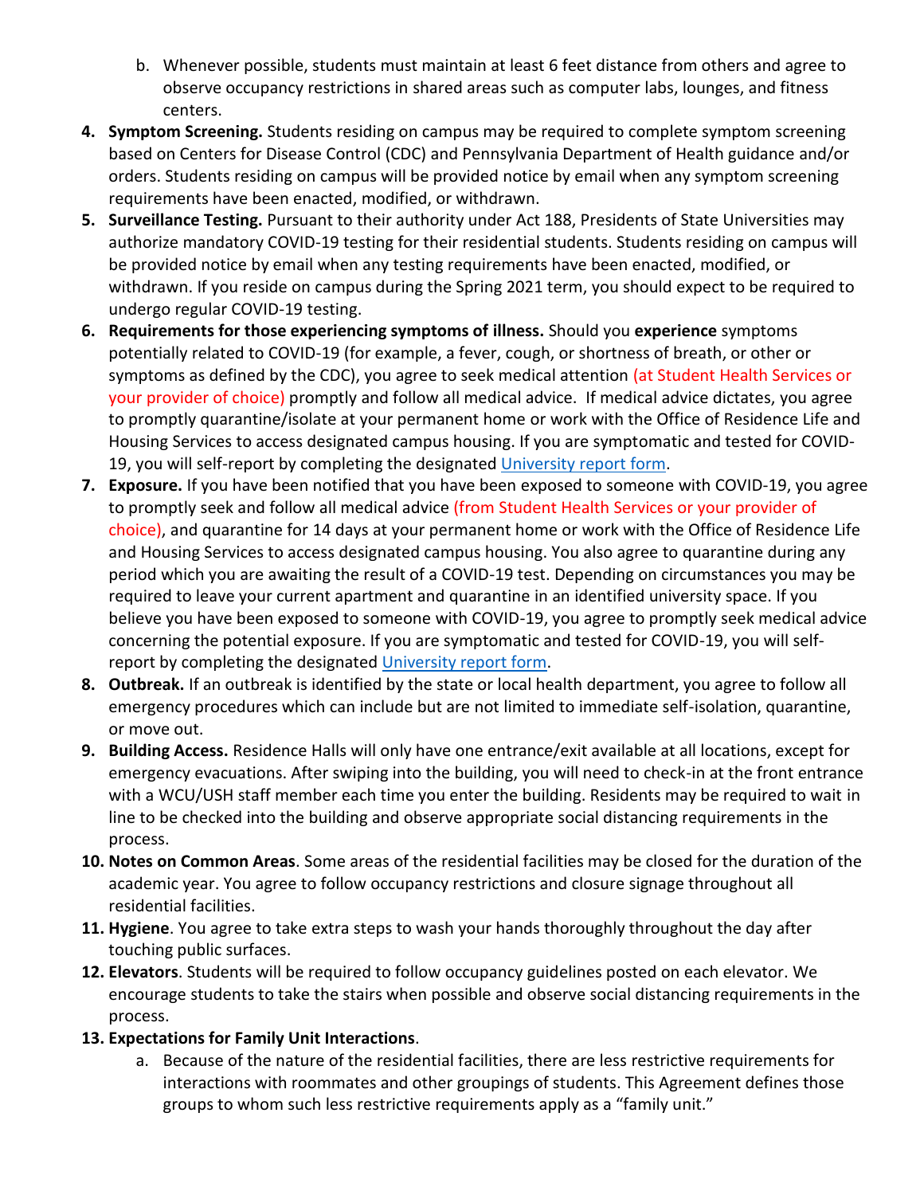b. Whenever possible, students must maintain at least 6 feet distance from others and agree to observe occupancy restrictions in shared areas such as computer labs, lounges, and fitness centers.

4. **Symptom Screening.** Students residing on campus may be required to complete symptom screening based on Centers for Disease Control (CDC) and Pennsylvania Department of Health guidance and/or orders. Students residing on campus will be provided notice by email when any symptom screening requirements have been enacted, modified, or withdrawn.
5. **Surveillance Testing.** Pursuant to their authority under Act 188, Presidents of State Universities may authorize mandatory COVID-19 testing for their residential students. Students residing on campus will be provided notice by email when any testing requirements have been enacted, modified, or withdrawn. If you reside on campus during the Spring 2021 term, you should expect to be required to undergo regular COVID-19 testing.
6. **Requirements for those experiencing symptoms of illness.** Should you **experience** symptoms potentially related to COVID-19 (for example, a fever, cough, or shortness of breath, or other or symptoms as defined by the CDC), you agree to seek medical attention (at Student Health Services or your provider of choice) promptly and follow all medical advice. If medical advice dictates, you agree to promptly quarantine/isolate at your permanent home or work with the Office of Residence Life and Housing Services to access designated campus housing. If you are symptomatic and tested for COVID-19, you will self-report by completing the designated [University report form](#).
7. **Exposure.** If you have been notified that you have been exposed to someone with COVID-19, you agree to promptly seek and follow all medical advice (from Student Health Services or your provider of choice), and quarantine for 14 days at your permanent home or work with the Office of Residence Life and Housing Services to access designated campus housing. You also agree to quarantine during any period which you are awaiting the result of a COVID-19 test. Depending on circumstances you may be required to leave your current apartment and quarantine in an identified university space. If you believe you have been exposed to someone with COVID-19, you agree to promptly seek medical advice concerning the potential exposure. If you are symptomatic and tested for COVID-19, you will self-report by completing the designated [University report form](#).
8. **Outbreak.** If an outbreak is identified by the state or local health department, you agree to follow all emergency procedures which can include but are not limited to immediate self-isolation, quarantine, or move out.
9. **Building Access.** Residence Halls will only have one entrance/exit available at all locations, except for emergency evacuations. After swiping into the building, you will need to check-in at the front entrance with a WCU/USH staff member each time you enter the building. Residents may be required to wait in line to be checked into the building and observe appropriate social distancing requirements in the process.
10. **Notes on Common Areas**. Some areas of the residential facilities may be closed for the duration of the academic year. You agree to follow occupancy restrictions and closure signage throughout all residential facilities.
11. **Hygiene**. You agree to take extra steps to wash your hands thoroughly throughout the day after touching public surfaces.
12. **Elevators**. Students will be required to follow occupancy guidelines posted on each elevator. We encourage students to take the stairs when possible and observe social distancing requirements in the process.
13. **Expectations for Family Unit Interactions**.
    a. Because of the nature of the residential facilities, there are less restrictive requirements for interactions with roommates and other groupings of students. This Agreement defines those groups to whom such less restrictive requirements apply as a "family unit."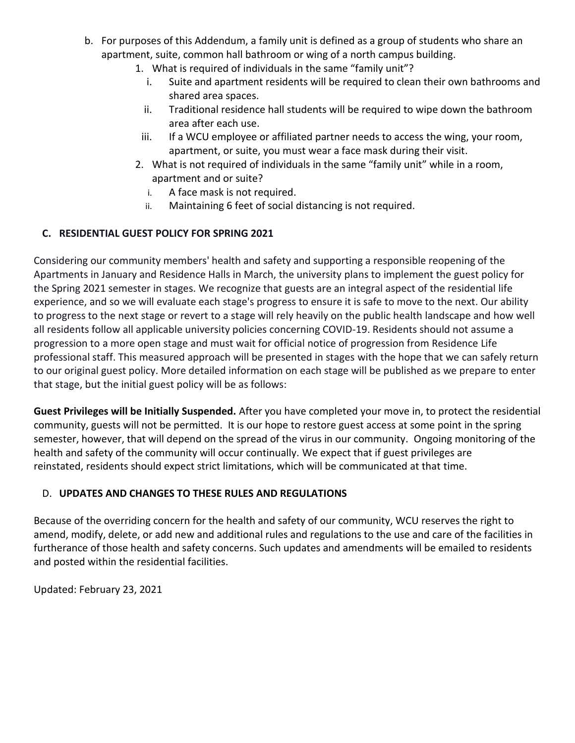b. For purposes of this Addendum, a family unit is defined as a group of students who share an apartment, suite, common hall bathroom or wing of a north campus building.

   1. What is required of individuals in the same "family unit"?
      - i. Suite and apartment residents will be required to clean their own bathrooms and shared area spaces.
      - ii. Traditional residence hall students will be required to wipe down the bathroom area after each use.
      - iii. If a WCU employee or affiliated partner needs to access the wing, your room, apartment, or suite, you must wear a face mask during their visit.
   2. What is not required of individuals in the same "family unit" while in a room, apartment and or suite?
      - i. A face mask is not required.
      - ii. Maintaining 6 feet of social distancing is not required.

## C. RESIDENTIAL GUEST POLICY FOR SPRING 2021

Considering our community members' health and safety and supporting a responsible reopening of the Apartments in January and Residence Halls in March, the university plans to implement the guest policy for the Spring 2021 semester in stages. We recognize that guests are an integral aspect of the residential life experience, and so we will evaluate each stage's progress to ensure it is safe to move to the next. Our ability to progress to the next stage or revert to a stage will rely heavily on the public health landscape and how well all residents follow all applicable university policies concerning COVID-19. Residents should not assume a progression to a more open stage and must wait for official notice of progression from Residence Life professional staff. This measured approach will be presented in stages with the hope that we can safely return to our original guest policy. More detailed information on each stage will be published as we prepare to enter that stage, but the initial guest policy will be as follows:

**Guest Privileges will be Initially Suspended.** After you have completed your move in, to protect the residential community, guests will not be permitted. It is our hope to restore guest access at some point in the spring semester, however, that will depend on the spread of the virus in our community. Ongoing monitoring of the health and safety of the community will occur continually. We expect that if guest privileges are reinstated, residents should expect strict limitations, which will be communicated at that time.

## D. UPDATES AND CHANGES TO THESE RULES AND REGULATIONS

Because of the overriding concern for the health and safety of our community, WCU reserves the right to amend, modify, delete, or add new and additional rules and regulations to the use and care of the facilities in furtherance of those health and safety concerns. Such updates and amendments will be emailed to residents and posted within the residential facilities.

Updated: February 23, 2021